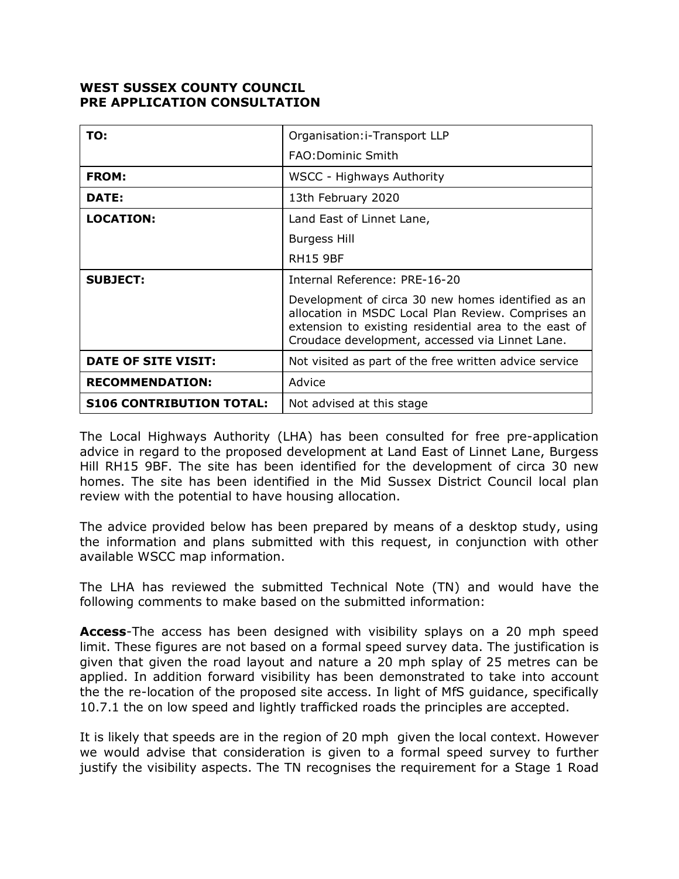**WEST SUSSEX COUNTY COUNCIL**
**PRE APPLICATION CONSULTATION**

| **TO:** | Organisation:i-Transport LLP<br>FAO:Dominic Smith |
|---|---|
| **FROM:** | WSCC - Highways Authority |
| **DATE:** | 13th February 2020 |
| **LOCATION:** | Land East of Linnet Lane,<br>Burgess Hill<br>RH15 9BF |
| **SUBJECT:** | Internal Reference: PRE-16-20<br>Development of circa 30 new homes identified as an allocation in MSDC Local Plan Review. Comprises an extension to existing residential area to the east of Croudace development, accessed via Linnet Lane. |
| **DATE OF SITE VISIT:** | Not visited as part of the free written advice service |
| **RECOMMENDATION:** | Advice |
| **S106 CONTRIBUTION TOTAL:** | Not advised at this stage |

The Local Highways Authority (LHA) has been consulted for free pre-application advice in regard to the proposed development at Land East of Linnet Lane, Burgess Hill RH15 9BF. The site has been identified for the development of circa 30 new homes. The site has been identified in the Mid Sussex District Council local plan review with the potential to have housing allocation.

The advice provided below has been prepared by means of a desktop study, using the information and plans submitted with this request, in conjunction with other available WSCC map information.

The LHA has reviewed the submitted Technical Note (TN) and would have the following comments to make based on the submitted information:

**Access**-The access has been designed with visibility splays on a 20 mph speed limit. These figures are not based on a formal speed survey data. The justification is given that given the road layout and nature a 20 mph splay of 25 metres can be applied. In addition forward visibility has been demonstrated to take into account the the re-location of the proposed site access. In light of MfS guidance, specifically 10.7.1 the on low speed and lightly trafficked roads the principles are accepted.

It is likely that speeds are in the region of 20 mph given the local context. However we would advise that consideration is given to a formal speed survey to further justify the visibility aspects. The TN recognises the requirement for a Stage 1 Road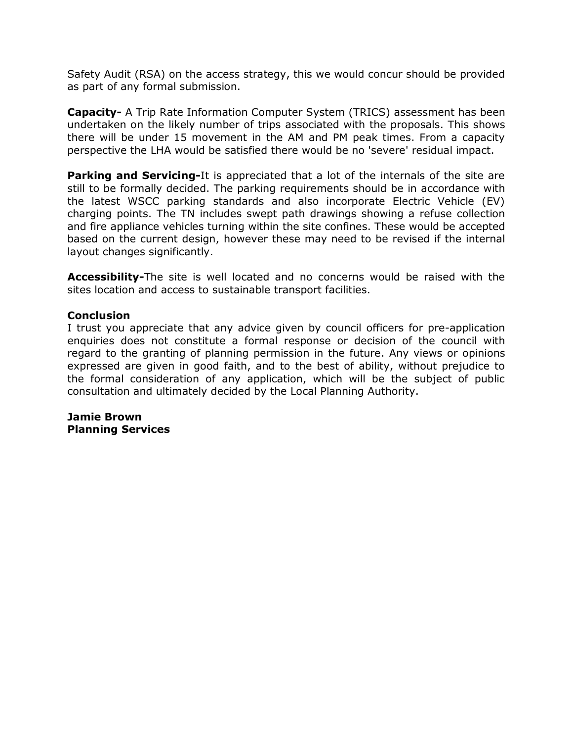Safety Audit (RSA) on the access strategy, this we would concur should be provided as part of any formal submission.

**Capacity-** A Trip Rate Information Computer System (TRICS) assessment has been undertaken on the likely number of trips associated with the proposals. This shows there will be under 15 movement in the AM and PM peak times. From a capacity perspective the LHA would be satisfied there would be no 'severe' residual impact.

**Parking and Servicing-**It is appreciated that a lot of the internals of the site are still to be formally decided. The parking requirements should be in accordance with the latest WSCC parking standards and also incorporate Electric Vehicle (EV) charging points. The TN includes swept path drawings showing a refuse collection and fire appliance vehicles turning within the site confines. These would be accepted based on the current design, however these may need to be revised if the internal layout changes significantly.

**Accessibility-**The site is well located and no concerns would be raised with the sites location and access to sustainable transport facilities.

**Conclusion**
I trust you appreciate that any advice given by council officers for pre-application enquiries does not constitute a formal response or decision of the council with regard to the granting of planning permission in the future. Any views or opinions expressed are given in good faith, and to the best of ability, without prejudice to the formal consideration of any application, which will be the subject of public consultation and ultimately decided by the Local Planning Authority.

**Jamie Brown**
**Planning Services**